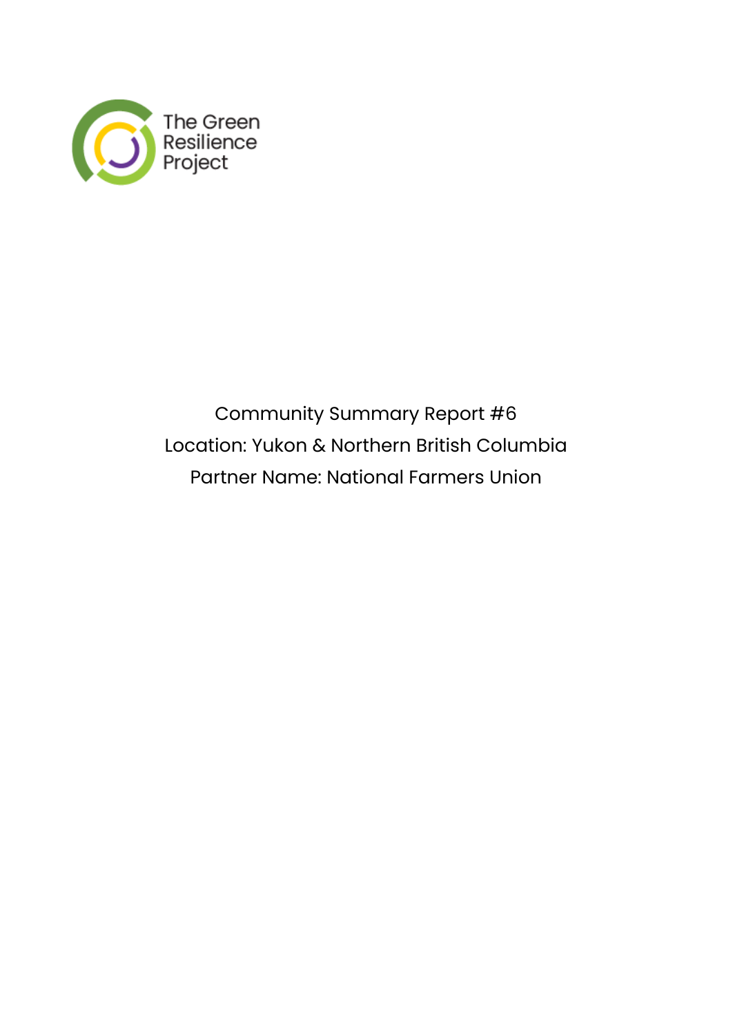The Green Resilience Project

Community Summary Report #6

Location: Yukon & Northern British Columbia

Partner Name: National Farmers Union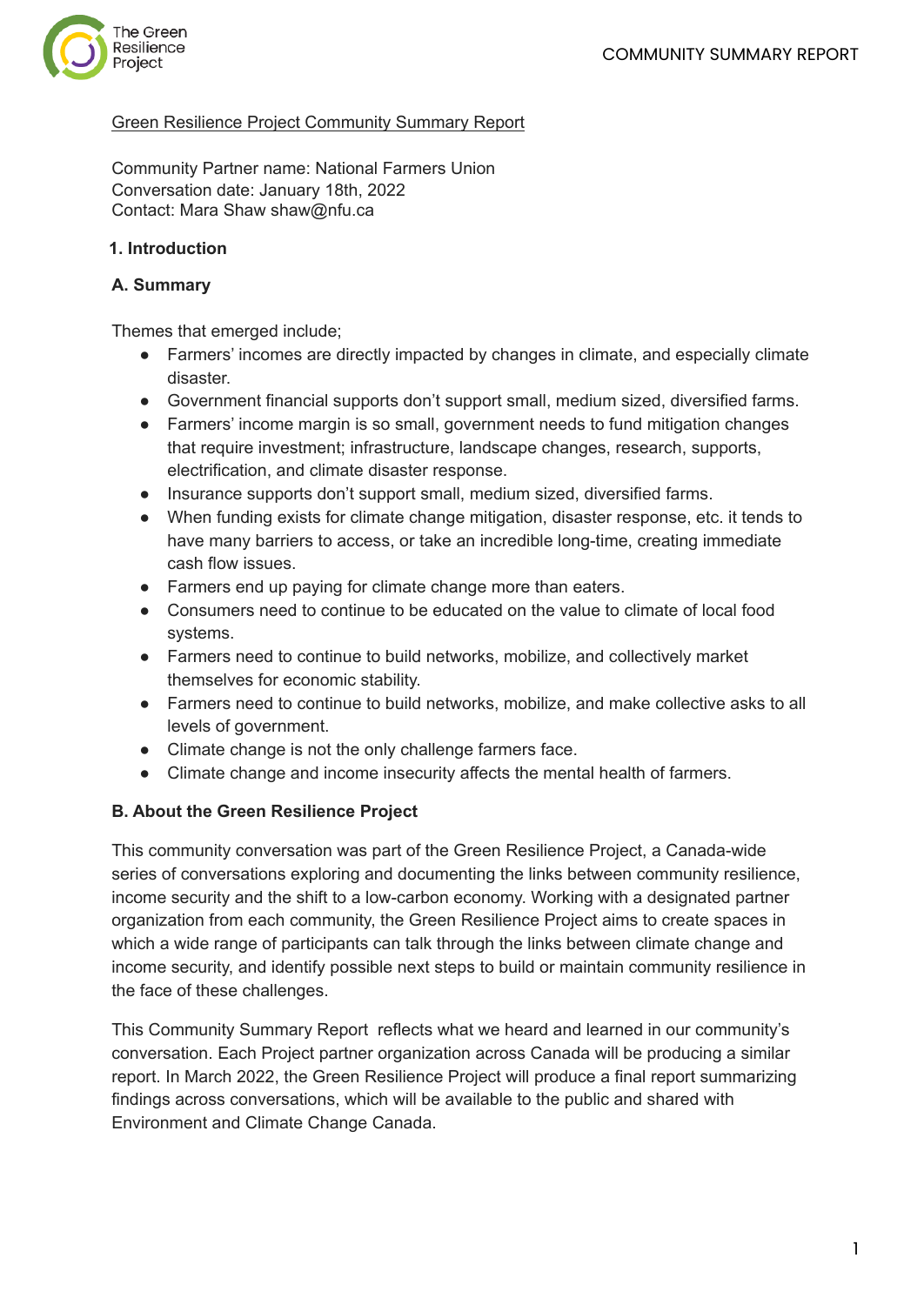Green Resilience Project Community Summary Report

Community Partner name: National Farmers Union
Conversation date: January 18th, 2022
Contact: Mara Shaw shaw@nfu.ca

## 1. Introduction

### A. Summary

Themes that emerged include;

- Farmers' incomes are directly impacted by changes in climate, and especially climate disaster.
- Government financial supports don't support small, medium sized, diversified farms.
- Farmers' income margin is so small, government needs to fund mitigation changes that require investment; infrastructure, landscape changes, research, supports, electrification, and climate disaster response.
- Insurance supports don't support small, medium sized, diversified farms.
- When funding exists for climate change mitigation, disaster response, etc. it tends to have many barriers to access, or take an incredible long-time, creating immediate cash flow issues.
- Farmers end up paying for climate change more than eaters.
- Consumers need to continue to be educated on the value to climate of local food systems.
- Farmers need to continue to build networks, mobilize, and collectively market themselves for economic stability.
- Farmers need to continue to build networks, mobilize, and make collective asks to all levels of government.
- Climate change is not the only challenge farmers face.
- Climate change and income insecurity affects the mental health of farmers.

### B. About the Green Resilience Project

This community conversation was part of the Green Resilience Project, a Canada-wide series of conversations exploring and documenting the links between community resilience, income security and the shift to a low-carbon economy. Working with a designated partner organization from each community, the Green Resilience Project aims to create spaces in which a wide range of participants can talk through the links between climate change and income security, and identify possible next steps to build or maintain community resilience in the face of these challenges.

This Community Summary Report reflects what we heard and learned in our community's conversation. Each Project partner organization across Canada will be producing a similar report. In March 2022, the Green Resilience Project will produce a final report summarizing findings across conversations, which will be available to the public and shared with Environment and Climate Change Canada.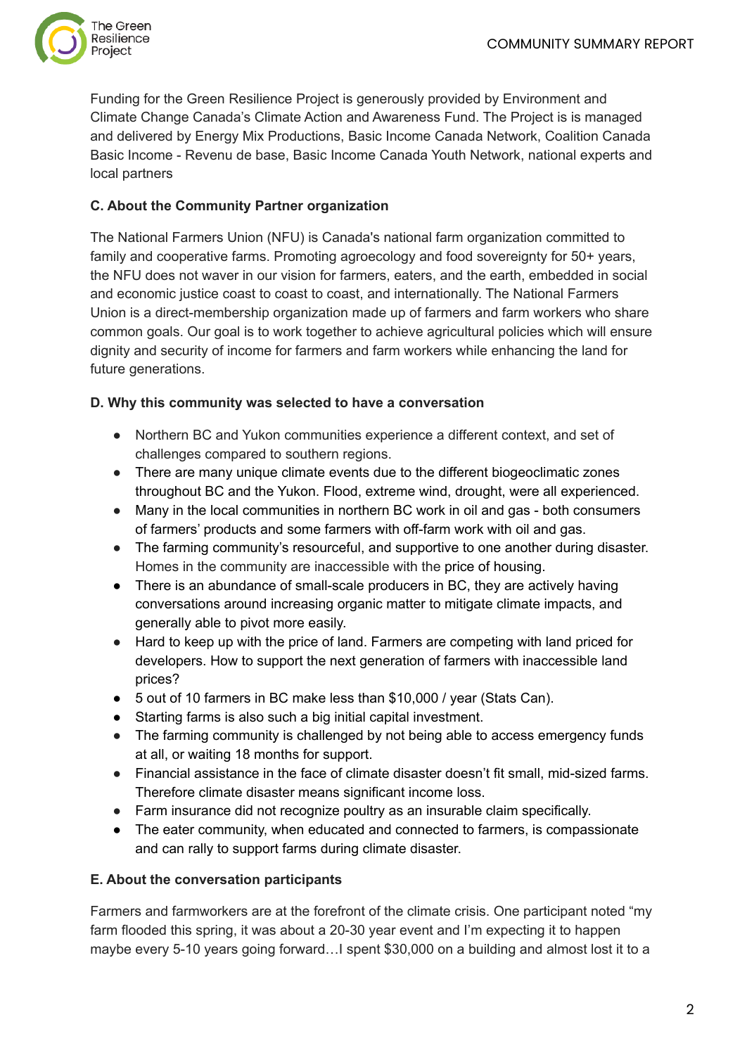Funding for the Green Resilience Project is generously provided by Environment and Climate Change Canada's Climate Action and Awareness Fund. The Project is is managed and delivered by Energy Mix Productions, Basic Income Canada Network, Coalition Canada Basic Income - Revenu de base, Basic Income Canada Youth Network, national experts and local partners

**C. About the Community Partner organization**

The National Farmers Union (NFU) is Canada's national farm organization committed to family and cooperative farms. Promoting agroecology and food sovereignty for 50+ years, the NFU does not waver in our vision for farmers, eaters, and the earth, embedded in social and economic justice coast to coast, and internationally. The National Farmers Union is a direct-membership organization made up of farmers and farm workers who share common goals. Our goal is to work together to achieve agricultural policies which will ensure dignity and security of income for farmers and farm workers while enhancing the land for future generations.

**D. Why this community was selected to have a conversation**

- Northern BC and Yukon communities experience a different context, and set of challenges compared to southern regions.
- There are many unique climate events due to the different biogeoclimatic zones throughout BC and the Yukon. Flood, extreme wind, drought, were all experienced.
- Many in the local communities in northern BC work in oil and gas - both consumers of farmers' products and some farmers with off-farm work with oil and gas.
- The farming community's resourceful, and supportive to one another during disaster. Homes in the community are inaccessible with the price of housing.
- There is an abundance of small-scale producers in BC, they are actively having conversations around increasing organic matter to mitigate climate impacts, and generally able to pivot more easily.
- Hard to keep up with the price of land. Farmers are competing with land priced for developers. How to support the next generation of farmers with inaccessible land prices?
- 5 out of 10 farmers in BC make less than $10,000 / year (Stats Can).
- Starting farms is also such a big initial capital investment.
- The farming community is challenged by not being able to access emergency funds at all, or waiting 18 months for support.
- Financial assistance in the face of climate disaster doesn't fit small, mid-sized farms. Therefore climate disaster means significant income loss.
- Farm insurance did not recognize poultry as an insurable claim specifically.
- The eater community, when educated and connected to farmers, is compassionate and can rally to support farms during climate disaster.

**E. About the conversation participants**

Farmers and farmworkers are at the forefront of the climate crisis. One participant noted "my farm flooded this spring, it was about a 20-30 year event and I'm expecting it to happen maybe every 5-10 years going forward…I spent $30,000 on a building and almost lost it to a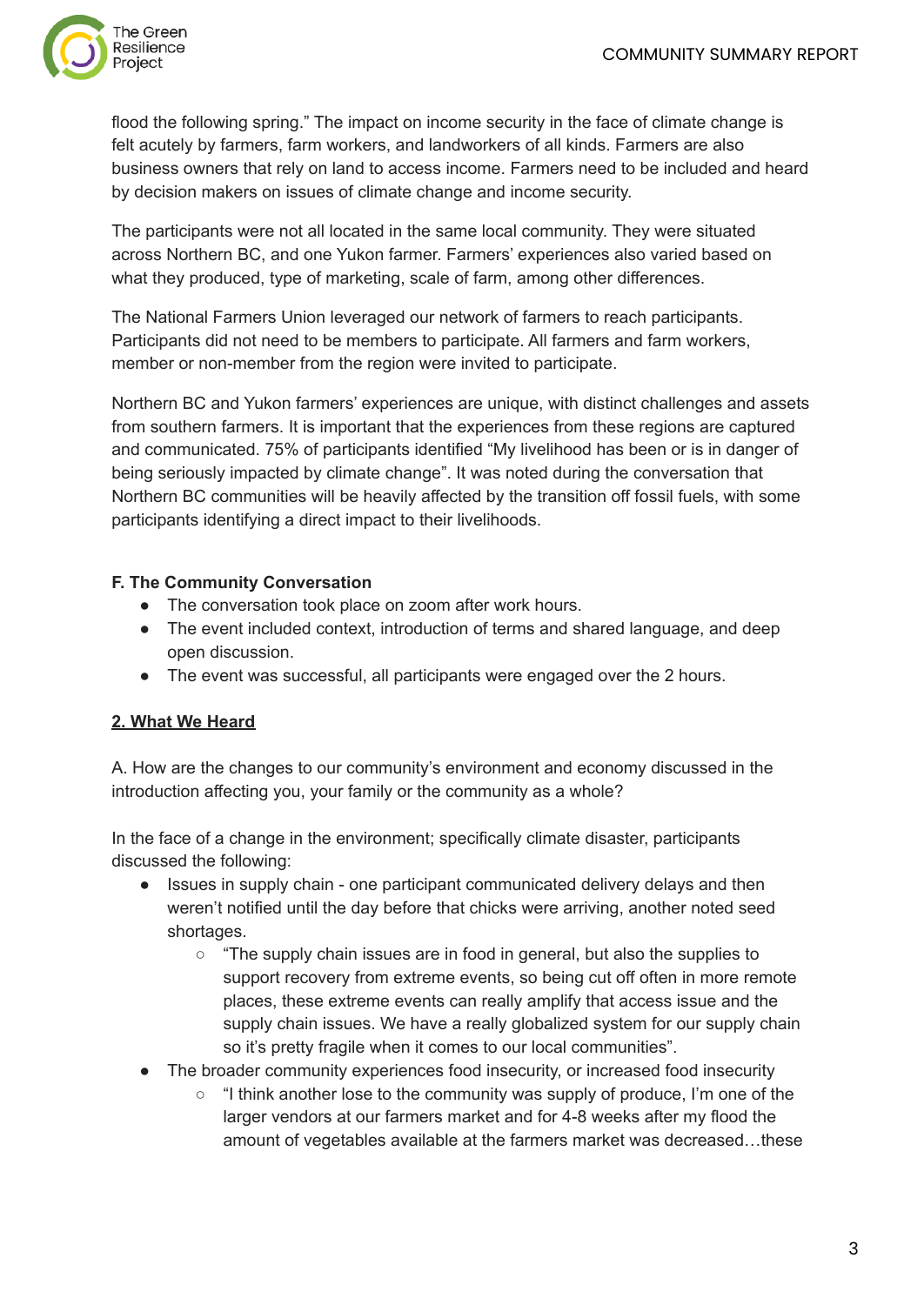flood the following spring." The impact on income security in the face of climate change is felt acutely by farmers, farm workers, and landworkers of all kinds. Farmers are also business owners that rely on land to access income. Farmers need to be included and heard by decision makers on issues of climate change and income security.

The participants were not all located in the same local community. They were situated across Northern BC, and one Yukon farmer. Farmers' experiences also varied based on what they produced, type of marketing, scale of farm, among other differences.

The National Farmers Union leveraged our network of farmers to reach participants. Participants did not need to be members to participate. All farmers and farm workers, member or non-member from the region were invited to participate.

Northern BC and Yukon farmers' experiences are unique, with distinct challenges and assets from southern farmers. It is important that the experiences from these regions are captured and communicated. 75% of participants identified "My livelihood has been or is in danger of being seriously impacted by climate change". It was noted during the conversation that Northern BC communities will be heavily affected by the transition off fossil fuels, with some participants identifying a direct impact to their livelihoods.

**F. The Community Conversation**

- The conversation took place on zoom after work hours.
- The event included context, introduction of terms and shared language, and deep open discussion.
- The event was successful, all participants were engaged over the 2 hours.

## 2. What We Heard

A. How are the changes to our community's environment and economy discussed in the introduction affecting you, your family or the community as a whole?

In the face of a change in the environment; specifically climate disaster, participants discussed the following:

- Issues in supply chain - one participant communicated delivery delays and then weren't notified until the day before that chicks were arriving, another noted seed shortages.
    - "The supply chain issues are in food in general, but also the supplies to support recovery from extreme events, so being cut off often in more remote places, these extreme events can really amplify that access issue and the supply chain issues. We have a really globalized system for our supply chain so it's pretty fragile when it comes to our local communities".
- The broader community experiences food insecurity, or increased food insecurity
    - "I think another lose to the community was supply of produce, I'm one of the larger vendors at our farmers market and for 4-8 weeks after my flood the amount of vegetables available at the farmers market was decreased…these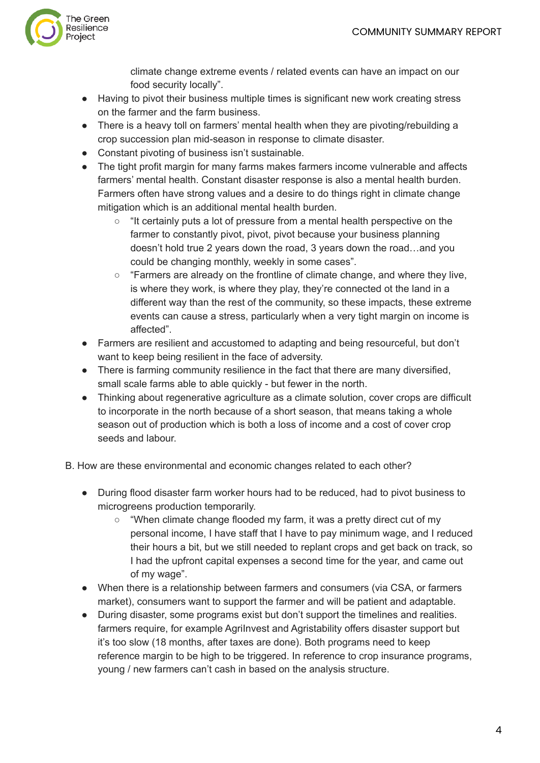climate change extreme events / related events can have an impact on our food security locally".

- Having to pivot their business multiple times is significant new work creating stress on the farmer and the farm business.
- There is a heavy toll on farmers' mental health when they are pivoting/rebuilding a crop succession plan mid-season in response to climate disaster.
- Constant pivoting of business isn't sustainable.
- The tight profit margin for many farms makes farmers income vulnerable and affects farmers' mental health. Constant disaster response is also a mental health burden. Farmers often have strong values and a desire to do things right in climate change mitigation which is an additional mental health burden.
  - "It certainly puts a lot of pressure from a mental health perspective on the farmer to constantly pivot, pivot, pivot because your business planning doesn't hold true 2 years down the road, 3 years down the road…and you could be changing monthly, weekly in some cases".
  - "Farmers are already on the frontline of climate change, and where they live, is where they work, is where they play, they're connected ot the land in a different way than the rest of the community, so these impacts, these extreme events can cause a stress, particularly when a very tight margin on income is affected".
- Farmers are resilient and accustomed to adapting and being resourceful, but don't want to keep being resilient in the face of adversity.
- There is farming community resilience in the fact that there are many diversified, small scale farms able to able quickly - but fewer in the north.
- Thinking about regenerative agriculture as a climate solution, cover crops are difficult to incorporate in the north because of a short season, that means taking a whole season out of production which is both a loss of income and a cost of cover crop seeds and labour.

B. How are these environmental and economic changes related to each other?

- During flood disaster farm worker hours had to be reduced, had to pivot business to microgreens production temporarily.
  - "When climate change flooded my farm, it was a pretty direct cut of my personal income, I have staff that I have to pay minimum wage, and I reduced their hours a bit, but we still needed to replant crops and get back on track, so I had the upfront capital expenses a second time for the year, and came out of my wage".
- When there is a relationship between farmers and consumers (via CSA, or farmers market), consumers want to support the farmer and will be patient and adaptable.
- During disaster, some programs exist but don't support the timelines and realities. farmers require, for example AgriInvest and Agristability offers disaster support but it's too slow (18 months, after taxes are done). Both programs need to keep reference margin to be high to be triggered. In reference to crop insurance programs, young / new farmers can't cash in based on the analysis structure.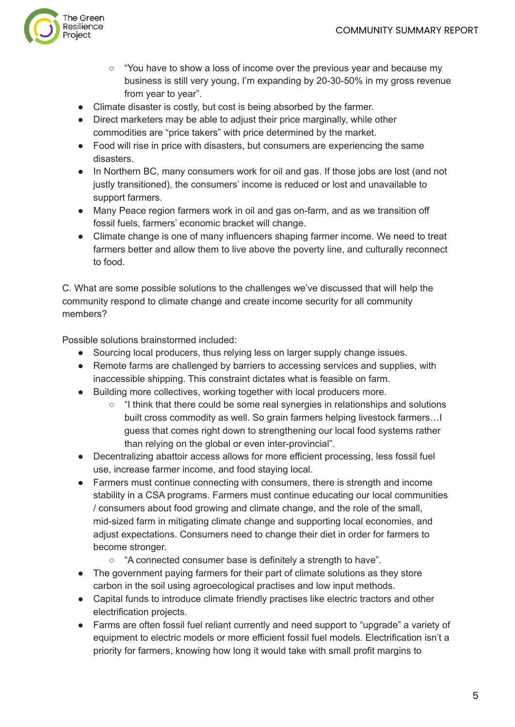- "You have to show a loss of income over the previous year and because my business is still very young, I'm expanding by 20-30-50% in my gross revenue from year to year".
- Climate disaster is costly, but cost is being absorbed by the farmer.
- Direct marketers may be able to adjust their price marginally, while other commodities are "price takers" with price determined by the market.
- Food will rise in price with disasters, but consumers are experiencing the same disasters.
- In Northern BC, many consumers work for oil and gas. If those jobs are lost (and not justly transitioned), the consumers' income is reduced or lost and unavailable to support farmers.
- Many Peace region farmers work in oil and gas on-farm, and as we transition off fossil fuels, farmers' economic bracket will change.
- Climate change is one of many influencers shaping farmer income. We need to treat farmers better and allow them to live above the poverty line, and culturally reconnect to food.

C. What are some possible solutions to the challenges we've discussed that will help the community respond to climate change and create income security for all community members?

Possible solutions brainstormed included:

- Sourcing local producers, thus relying less on larger supply change issues.
- Remote farms are challenged by barriers to accessing services and supplies, with inaccessible shipping. This constraint dictates what is feasible on farm.
- Building more collectives, working together with local producers more.
    - "I think that there could be some real synergies in relationships and solutions built cross commodity as well. So grain farmers helping livestock farmers…I guess that comes right down to strengthening our local food systems rather than relying on the global or even inter-provincial".
- Decentralizing abattoir access allows for more efficient processing, less fossil fuel use, increase farmer income, and food staying local.
- Farmers must continue connecting with consumers, there is strength and income stability in a CSA programs. Farmers must continue educating our local communities / consumers about food growing and climate change, and the role of the small, mid-sized farm in mitigating climate change and supporting local economies, and adjust expectations. Consumers need to change their diet in order for farmers to become stronger.
    - "A connected consumer base is definitely a strength to have".
- The government paying farmers for their part of climate solutions as they store carbon in the soil using agroecological practises and low input methods.
- Capital funds to introduce climate friendly practises like electric tractors and other electrification projects.
- Farms are often fossil fuel reliant currently and need support to "upgrade" a variety of equipment to electric models or more efficient fossil fuel models. Electrification isn't a priority for farmers, knowing how long it would take with small profit margins to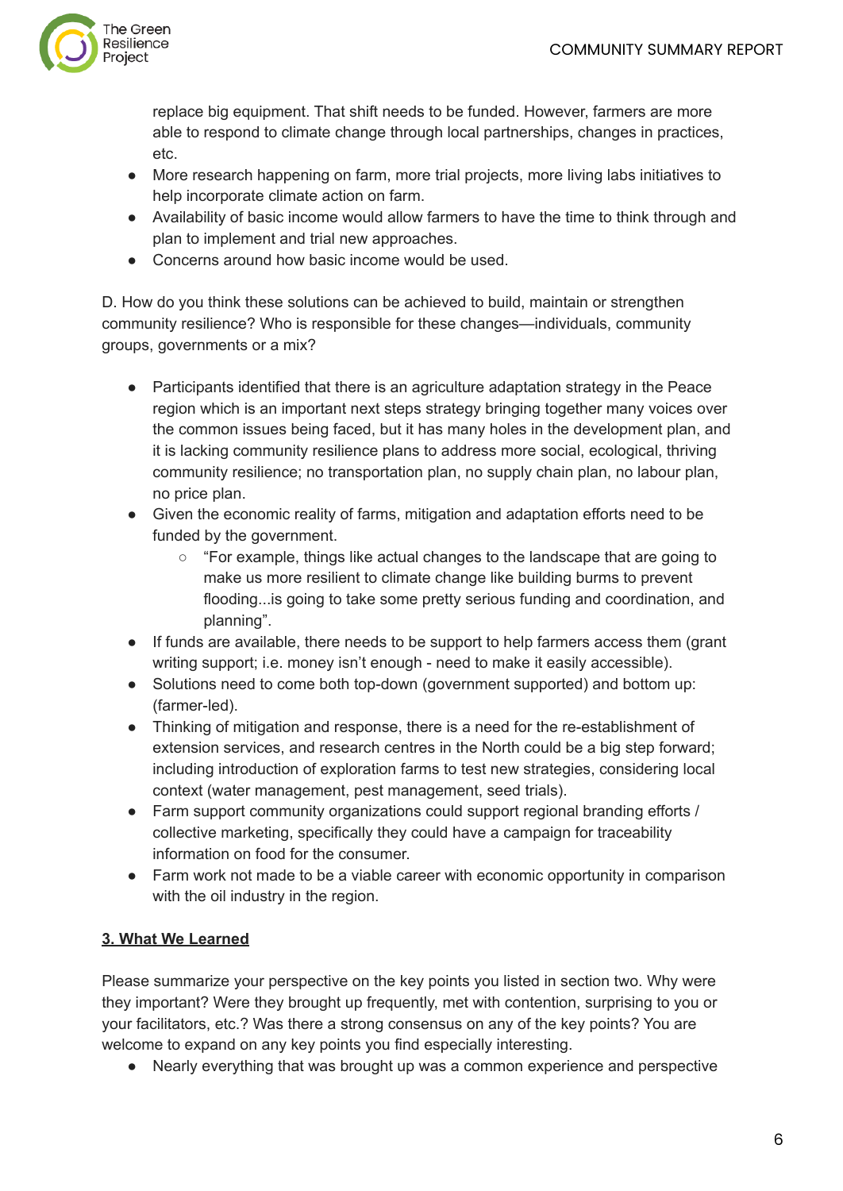replace big equipment. That shift needs to be funded. However, farmers are more able to respond to climate change through local partnerships, changes in practices, etc.

- More research happening on farm, more trial projects, more living labs initiatives to help incorporate climate action on farm.
- Availability of basic income would allow farmers to have the time to think through and plan to implement and trial new approaches.
- Concerns around how basic income would be used.

D. How do you think these solutions can be achieved to build, maintain or strengthen community resilience? Who is responsible for these changes—individuals, community groups, governments or a mix?

- Participants identified that there is an agriculture adaptation strategy in the Peace region which is an important next steps strategy bringing together many voices over the common issues being faced, but it has many holes in the development plan, and it is lacking community resilience plans to address more social, ecological, thriving community resilience; no transportation plan, no supply chain plan, no labour plan, no price plan.
- Given the economic reality of farms, mitigation and adaptation efforts need to be funded by the government.
    - "For example, things like actual changes to the landscape that are going to make us more resilient to climate change like building burms to prevent flooding...is going to take some pretty serious funding and coordination, and planning".
- If funds are available, there needs to be support to help farmers access them (grant writing support; i.e. money isn't enough - need to make it easily accessible).
- Solutions need to come both top-down (government supported) and bottom up: (farmer-led).
- Thinking of mitigation and response, there is a need for the re-establishment of extension services, and research centres in the North could be a big step forward; including introduction of exploration farms to test new strategies, considering local context (water management, pest management, seed trials).
- Farm support community organizations could support regional branding efforts / collective marketing, specifically they could have a campaign for traceability information on food for the consumer.
- Farm work not made to be a viable career with economic opportunity in comparison with the oil industry in the region.

## 3. What We Learned

Please summarize your perspective on the key points you listed in section two. Why were they important? Were they brought up frequently, met with contention, surprising to you or your facilitators, etc.? Was there a strong consensus on any of the key points? You are welcome to expand on any key points you find especially interesting.

- Nearly everything that was brought up was a common experience and perspective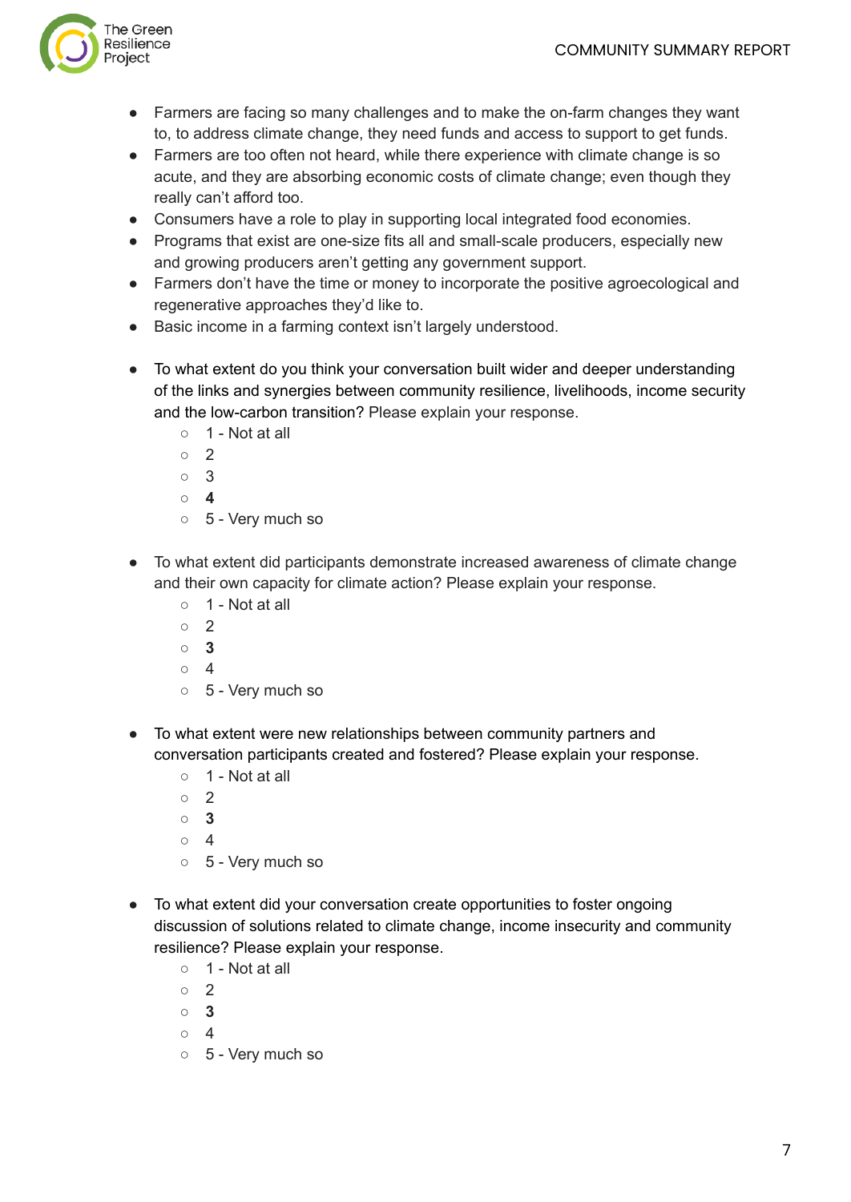- Farmers are facing so many challenges and to make the on-farm changes they want to, to address climate change, they need funds and access to support to get funds.
- Farmers are too often not heard, while there experience with climate change is so acute, and they are absorbing economic costs of climate change; even though they really can't afford too.
- Consumers have a role to play in supporting local integrated food economies.
- Programs that exist are one-size fits all and small-scale producers, especially new and growing producers aren't getting any government support.
- Farmers don't have the time or money to incorporate the positive agroecological and regenerative approaches they'd like to.
- Basic income in a farming context isn't largely understood.

- To what extent do you think your conversation built wider and deeper understanding of the links and synergies between community resilience, livelihoods, income security and the low-carbon transition? Please explain your response.
  - 1 - Not at all
  - 2
  - 3
  - **4**
  - 5 - Very much so

- To what extent did participants demonstrate increased awareness of climate change and their own capacity for climate action? Please explain your response.
  - 1 - Not at all
  - 2
  - **3**
  - 4
  - 5 - Very much so

- To what extent were new relationships between community partners and conversation participants created and fostered? Please explain your response.
  - 1 - Not at all
  - 2
  - **3**
  - 4
  - 5 - Very much so

- To what extent did your conversation create opportunities to foster ongoing discussion of solutions related to climate change, income insecurity and community resilience? Please explain your response.
  - 1 - Not at all
  - 2
  - **3**
  - 4
  - 5 - Very much so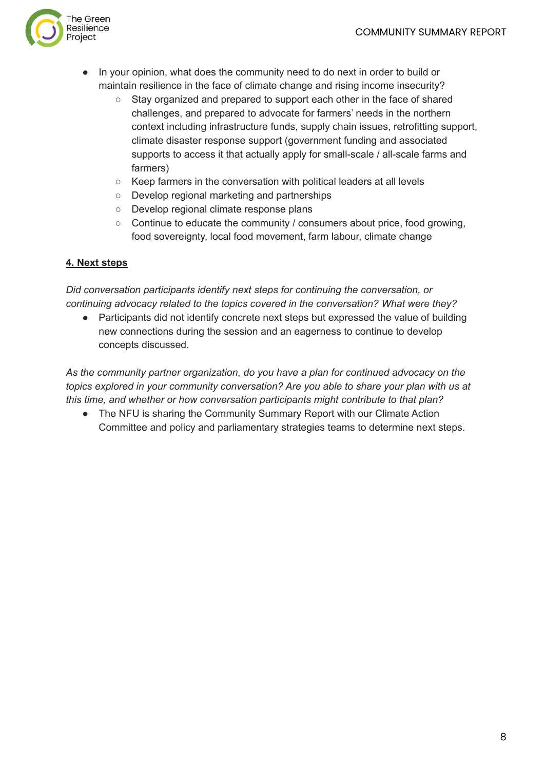- In your opinion, what does the community need to do next in order to build or maintain resilience in the face of climate change and rising income insecurity?
    - Stay organized and prepared to support each other in the face of shared challenges, and prepared to advocate for farmers' needs in the northern context including infrastructure funds, supply chain issues, retrofitting support, climate disaster response support (government funding and associated supports to access it that actually apply for small-scale / all-scale farms and farmers)
    - Keep farmers in the conversation with political leaders at all levels
    - Develop regional marketing and partnerships
    - Develop regional climate response plans
    - Continue to educate the community / consumers about price, food growing, food sovereignty, local food movement, farm labour, climate change

## 4. Next steps

*Did conversation participants identify next steps for continuing the conversation, or continuing advocacy related to the topics covered in the conversation? What were they?*

- Participants did not identify concrete next steps but expressed the value of building new connections during the session and an eagerness to continue to develop concepts discussed.

*As the community partner organization, do you have a plan for continued advocacy on the topics explored in your community conversation? Are you able to share your plan with us at this time, and whether or how conversation participants might contribute to that plan?*

- The NFU is sharing the Community Summary Report with our Climate Action Committee and policy and parliamentary strategies teams to determine next steps.